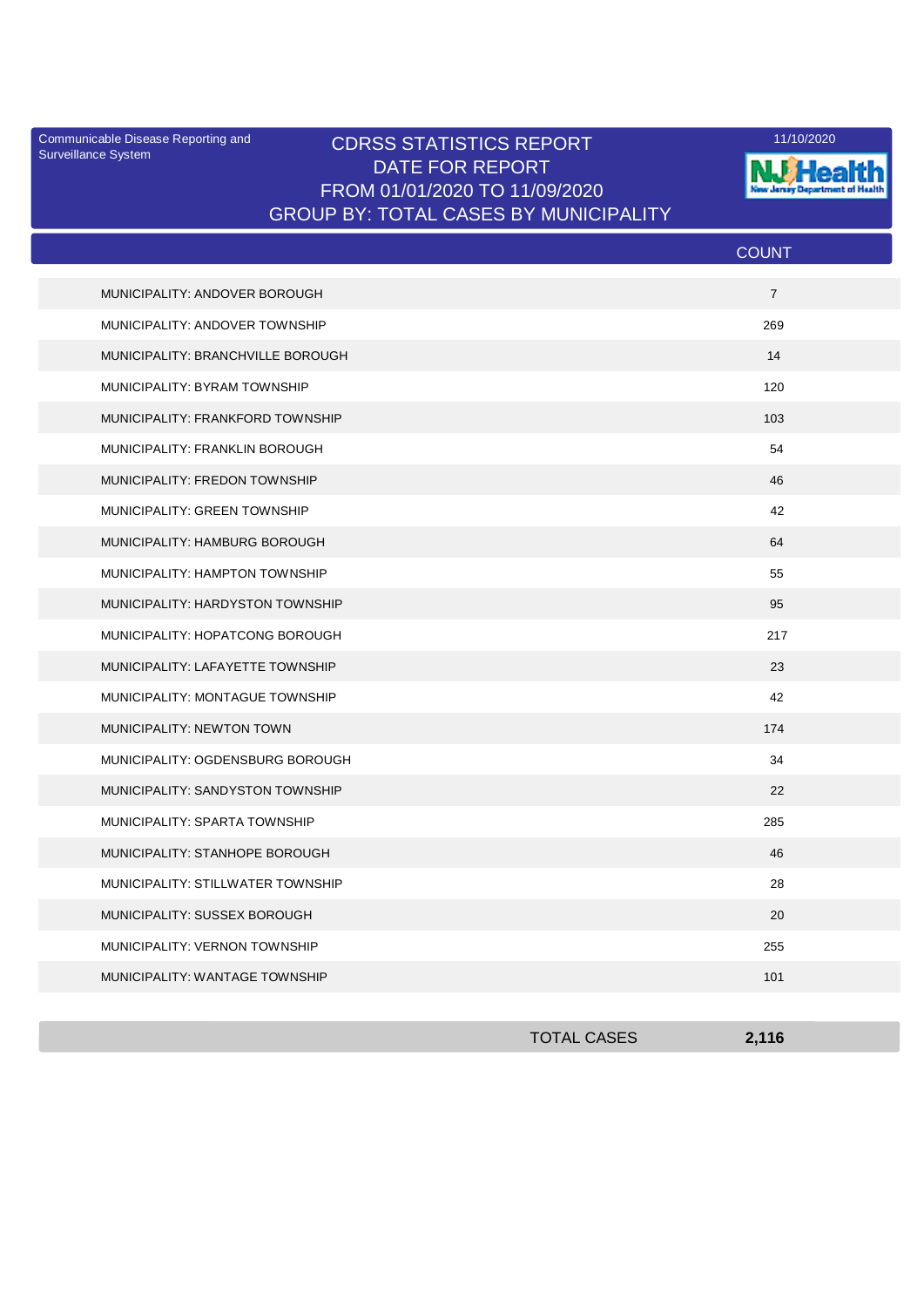Communicable Disease Reporting and Surveillance System

# CDRSS STATISTICS REPORT
## DATE FOR REPORT
## FROM 01/01/2020 TO 11/09/2020
## GROUP BY: TOTAL CASES BY MUNICIPALITY

11/10/2020

NJ Health — New Jersey Department of Health

| | COUNT |
|---|---|
| MUNICIPALITY: ANDOVER BOROUGH | 7 |
| MUNICIPALITY: ANDOVER TOWNSHIP | 269 |
| MUNICIPALITY: BRANCHVILLE BOROUGH | 14 |
| MUNICIPALITY: BYRAM TOWNSHIP | 120 |
| MUNICIPALITY: FRANKFORD TOWNSHIP | 103 |
| MUNICIPALITY: FRANKLIN BOROUGH | 54 |
| MUNICIPALITY: FREDON TOWNSHIP | 46 |
| MUNICIPALITY: GREEN TOWNSHIP | 42 |
| MUNICIPALITY: HAMBURG BOROUGH | 64 |
| MUNICIPALITY: HAMPTON TOWNSHIP | 55 |
| MUNICIPALITY: HARDYSTON TOWNSHIP | 95 |
| MUNICIPALITY: HOPATCONG BOROUGH | 217 |
| MUNICIPALITY: LAFAYETTE TOWNSHIP | 23 |
| MUNICIPALITY: MONTAGUE TOWNSHIP | 42 |
| MUNICIPALITY: NEWTON TOWN | 174 |
| MUNICIPALITY: OGDENSBURG BOROUGH | 34 |
| MUNICIPALITY: SANDYSTON TOWNSHIP | 22 |
| MUNICIPALITY: SPARTA TOWNSHIP | 285 |
| MUNICIPALITY: STANHOPE BOROUGH | 46 |
| MUNICIPALITY: STILLWATER TOWNSHIP | 28 |
| MUNICIPALITY: SUSSEX BOROUGH | 20 |
| MUNICIPALITY: VERNON TOWNSHIP | 255 |
| MUNICIPALITY: WANTAGE TOWNSHIP | 101 |
| TOTAL CASES | **2,116** |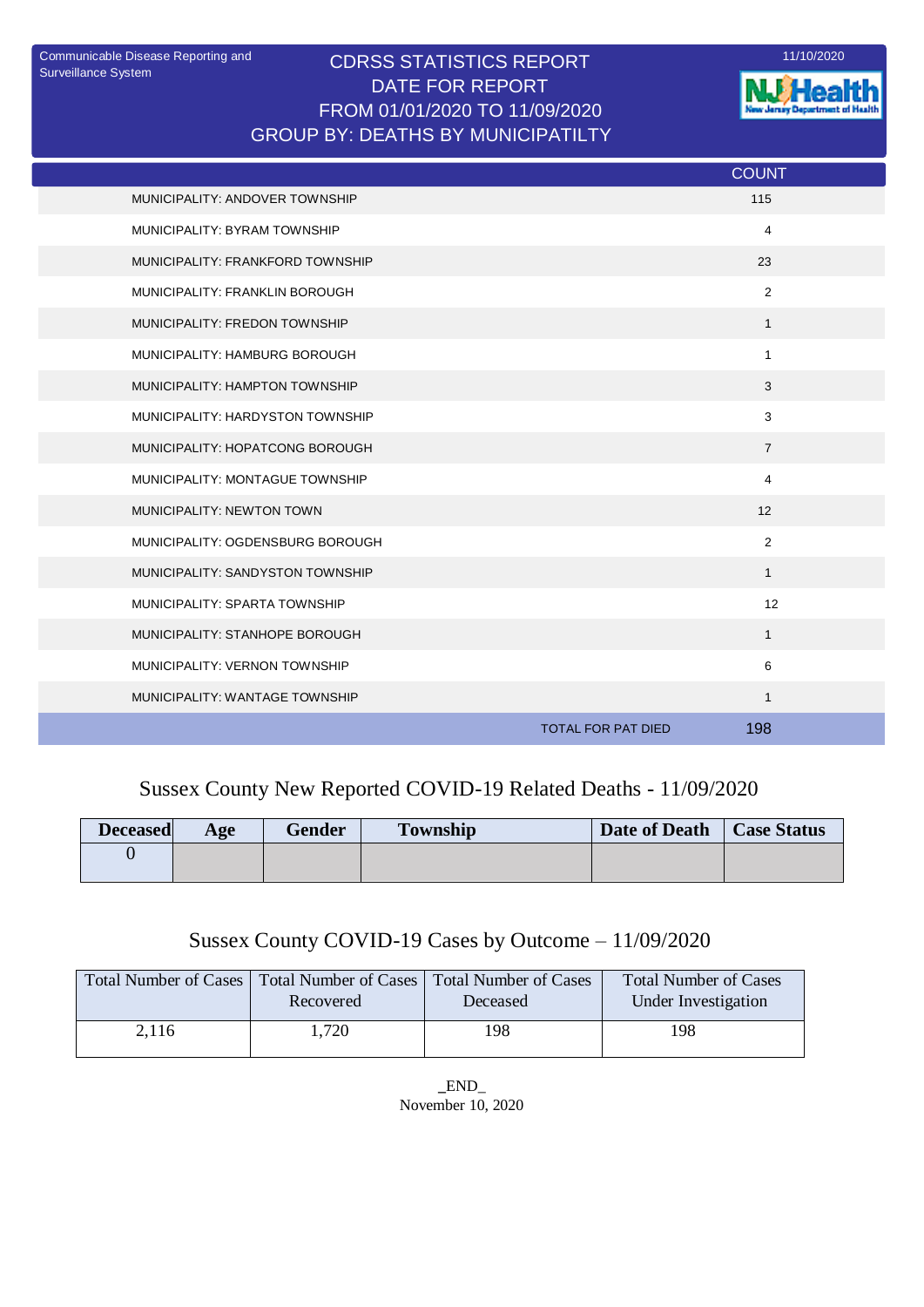Communicable Disease Reporting and Surveillance System

# CDRSS STATISTICS REPORT
## DATE FOR REPORT
## FROM 01/01/2020 TO 11/09/2020
## GROUP BY: DEATHS BY MUNICIPATILTY

11/10/2020

NJ Health New Jersey Department of Health

| | COUNT |
|---|---|
| MUNICIPALITY: ANDOVER TOWNSHIP | 115 |
| MUNICIPALITY: BYRAM TOWNSHIP | 4 |
| MUNICIPALITY: FRANKFORD TOWNSHIP | 23 |
| MUNICIPALITY: FRANKLIN BOROUGH | 2 |
| MUNICIPALITY: FREDON TOWNSHIP | 1 |
| MUNICIPALITY: HAMBURG BOROUGH | 1 |
| MUNICIPALITY: HAMPTON TOWNSHIP | 3 |
| MUNICIPALITY: HARDYSTON TOWNSHIP | 3 |
| MUNICIPALITY: HOPATCONG BOROUGH | 7 |
| MUNICIPALITY: MONTAGUE TOWNSHIP | 4 |
| MUNICIPALITY: NEWTON TOWN | 12 |
| MUNICIPALITY: OGDENSBURG BOROUGH | 2 |
| MUNICIPALITY: SANDYSTON TOWNSHIP | 1 |
| MUNICIPALITY: SPARTA TOWNSHIP | 12 |
| MUNICIPALITY: STANHOPE BOROUGH | 1 |
| MUNICIPALITY: VERNON TOWNSHIP | 6 |
| MUNICIPALITY: WANTAGE TOWNSHIP | 1 |
| TOTAL FOR PAT DIED | 198 |

## Sussex County New Reported COVID-19 Related Deaths - 11/09/2020

| Deceased | Age | Gender | Township | Date of Death | Case Status |
|---|---|---|---|---|---|
| 0 | | | | | |

## Sussex County COVID-19 Cases by Outcome – 11/09/2020

| Total Number of Cases | Total Number of Cases Recovered | Total Number of Cases Deceased | Total Number of Cases Under Investigation |
|---|---|---|---|
| 2,116 | 1,720 | 198 | 198 |

_END_

November 10, 2020